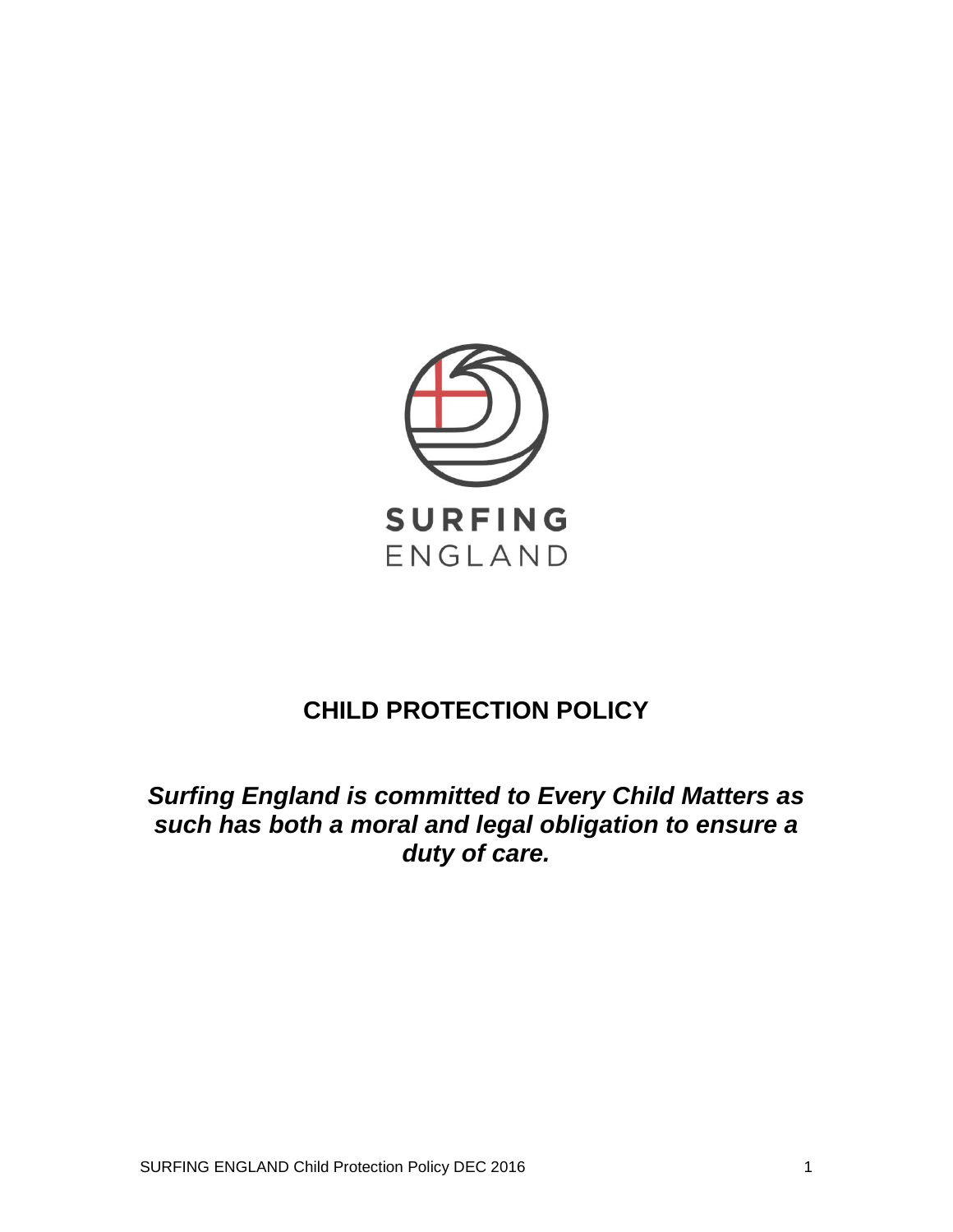SURFING
ENGLAND

# CHILD PROTECTION POLICY

***Surfing England is committed to Every Child Matters as such has both a moral and legal obligation to ensure a duty of care.***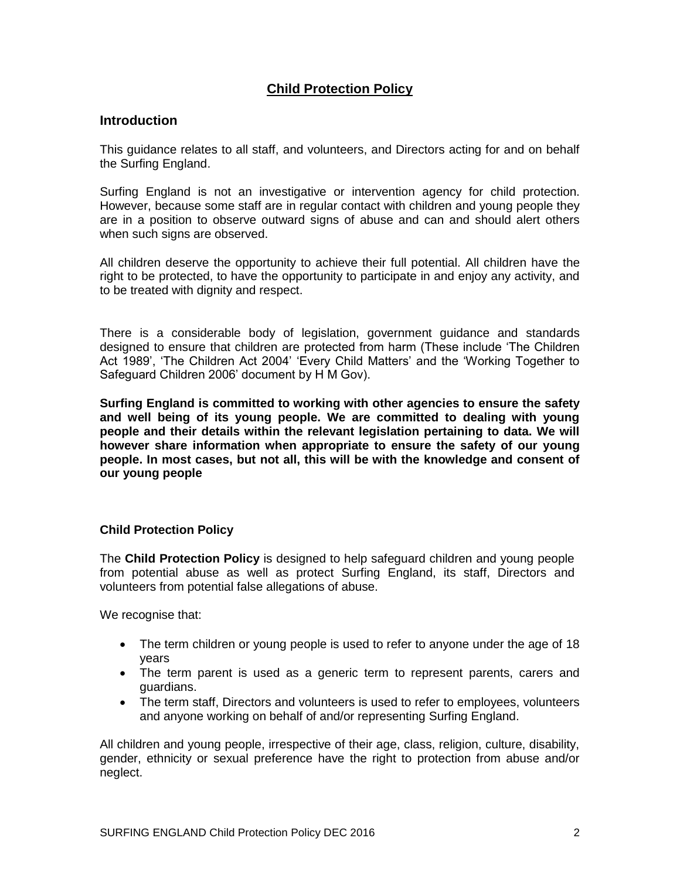# Child Protection Policy

## Introduction

This guidance relates to all staff, and volunteers, and Directors acting for and on behalf the Surfing England.

Surfing England is not an investigative or intervention agency for child protection. However, because some staff are in regular contact with children and young people they are in a position to observe outward signs of abuse and can and should alert others when such signs are observed.

All children deserve the opportunity to achieve their full potential. All children have the right to be protected, to have the opportunity to participate in and enjoy any activity, and to be treated with dignity and respect.

There is a considerable body of legislation, government guidance and standards designed to ensure that children are protected from harm (These include 'The Children Act 1989', 'The Children Act 2004' 'Every Child Matters' and the 'Working Together to Safeguard Children 2006' document by H M Gov).

**Surfing England is committed to working with other agencies to ensure the safety and well being of its young people. We are committed to dealing with young people and their details within the relevant legislation pertaining to data. We will however share information when appropriate to ensure the safety of our young people. In most cases, but not all, this will be with the knowledge and consent of our young people**

### Child Protection Policy

The **Child Protection Policy** is designed to help safeguard children and young people from potential abuse as well as protect Surfing England, its staff, Directors and volunteers from potential false allegations of abuse.

We recognise that:

- The term children or young people is used to refer to anyone under the age of 18 years
- The term parent is used as a generic term to represent parents, carers and guardians.
- The term staff, Directors and volunteers is used to refer to employees, volunteers and anyone working on behalf of and/or representing Surfing England.

All children and young people, irrespective of their age, class, religion, culture, disability, gender, ethnicity or sexual preference have the right to protection from abuse and/or neglect.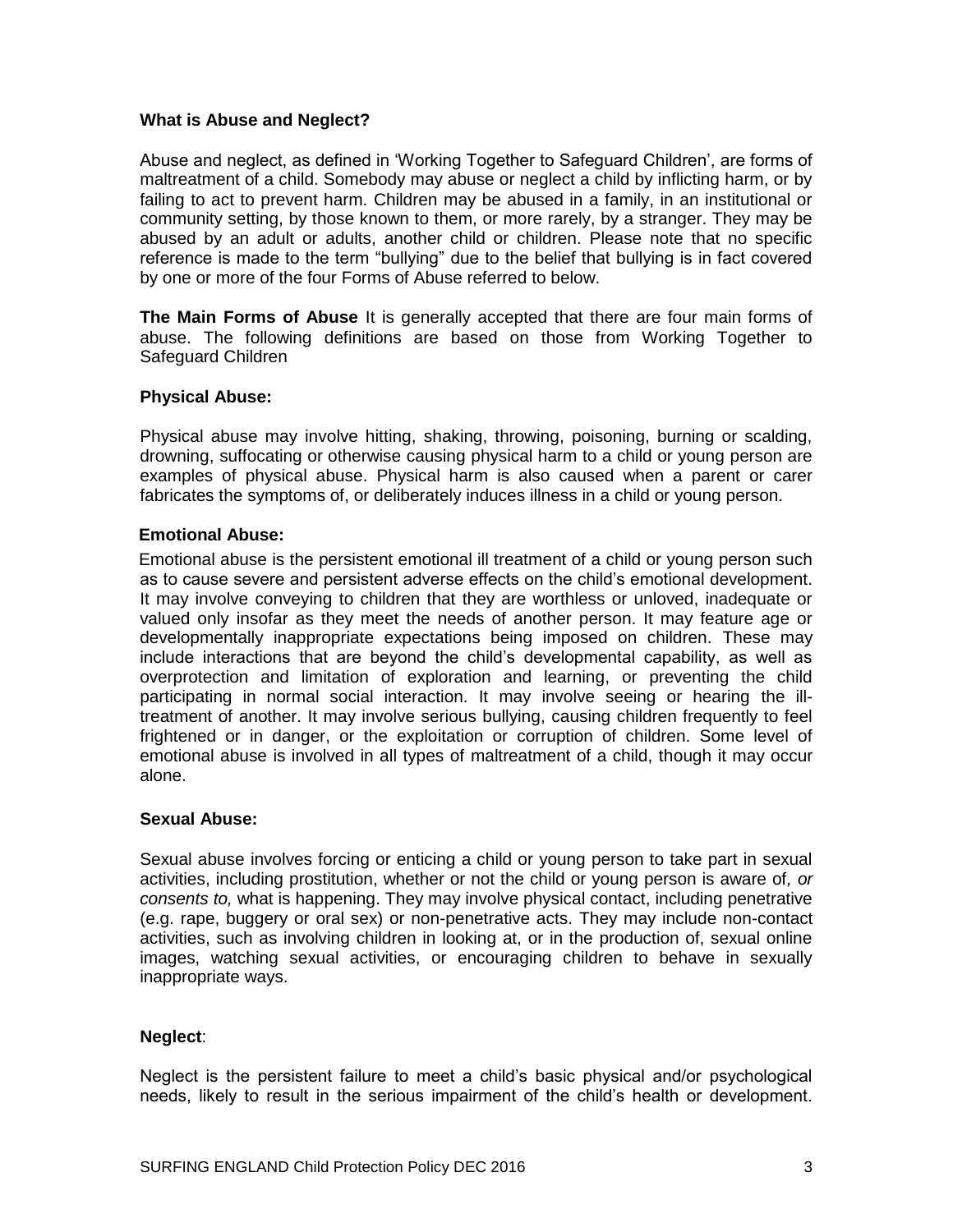**What is Abuse and Neglect?**

Abuse and neglect, as defined in 'Working Together to Safeguard Children', are forms of maltreatment of a child. Somebody may abuse or neglect a child by inflicting harm, or by failing to act to prevent harm. Children may be abused in a family, in an institutional or community setting, by those known to them, or more rarely, by a stranger. They may be abused by an adult or adults, another child or children. Please note that no specific reference is made to the term "bullying" due to the belief that bullying is in fact covered by one or more of the four Forms of Abuse referred to below.

**The Main Forms of Abuse** It is generally accepted that there are four main forms of abuse. The following definitions are based on those from Working Together to Safeguard Children

**Physical Abuse:**

Physical abuse may involve hitting, shaking, throwing, poisoning, burning or scalding, drowning, suffocating or otherwise causing physical harm to a child or young person are examples of physical abuse. Physical harm is also caused when a parent or carer fabricates the symptoms of, or deliberately induces illness in a child or young person.

**Emotional Abuse:**

Emotional abuse is the persistent emotional ill treatment of a child or young person such as to cause severe and persistent adverse effects on the child's emotional development. It may involve conveying to children that they are worthless or unloved, inadequate or valued only insofar as they meet the needs of another person. It may feature age or developmentally inappropriate expectations being imposed on children. These may include interactions that are beyond the child's developmental capability, as well as overprotection and limitation of exploration and learning, or preventing the child participating in normal social interaction. It may involve seeing or hearing the ill-treatment of another. It may involve serious bullying, causing children frequently to feel frightened or in danger, or the exploitation or corruption of children. Some level of emotional abuse is involved in all types of maltreatment of a child, though it may occur alone.

**Sexual Abuse:**

Sexual abuse involves forcing or enticing a child or young person to take part in sexual activities, including prostitution, whether or not the child or young person is aware of*, or consents to,* what is happening. They may involve physical contact, including penetrative (e.g. rape, buggery or oral sex) or non-penetrative acts. They may include non-contact activities, such as involving children in looking at, or in the production of, sexual online images, watching sexual activities, or encouraging children to behave in sexually inappropriate ways.

**Neglect**:

Neglect is the persistent failure to meet a child's basic physical and/or psychological needs, likely to result in the serious impairment of the child's health or development.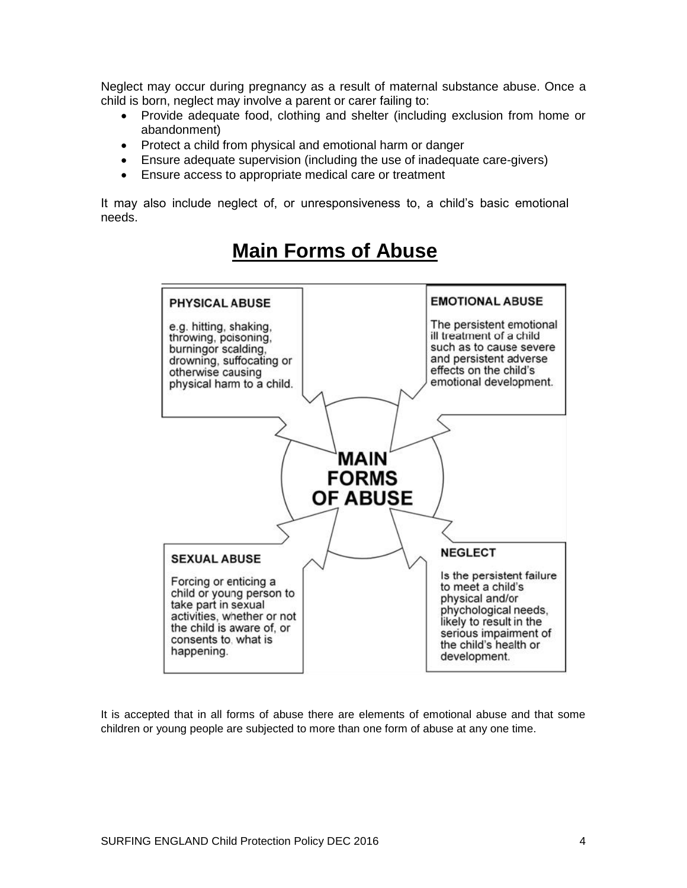Neglect may occur during pregnancy as a result of maternal substance abuse. Once a child is born, neglect may involve a parent or carer failing to:

- Provide adequate food, clothing and shelter (including exclusion from home or abandonment)
- Protect a child from physical and emotional harm or danger
- Ensure adequate supervision (including the use of inadequate care-givers)
- Ensure access to appropriate medical care or treatment

It may also include neglect of, or unresponsiveness to, a child's basic emotional needs.

# Main Forms of Abuse

MAIN FORMS OF ABUSE

**PHYSICAL ABUSE**

e.g. hitting, shaking, throwing, poisoning, burningor scalding, drowning, suffocating or otherwise causing physical harm to a child.

**EMOTIONAL ABUSE**

The persistent emotional ill treatment of a child such as to cause severe and persistent adverse effects on the child's emotional development.

**SEXUAL ABUSE**

Forcing or enticing a child or young person to take part in sexual activities, whether or not the child is aware of, or consents to, what is happening.

**NEGLECT**

Is the persistent failure to meet a child's physical and/or phychological needs, likely to result in the serious impairment of the child's health or development.

It is accepted that in all forms of abuse there are elements of emotional abuse and that some children or young people are subjected to more than one form of abuse at any one time.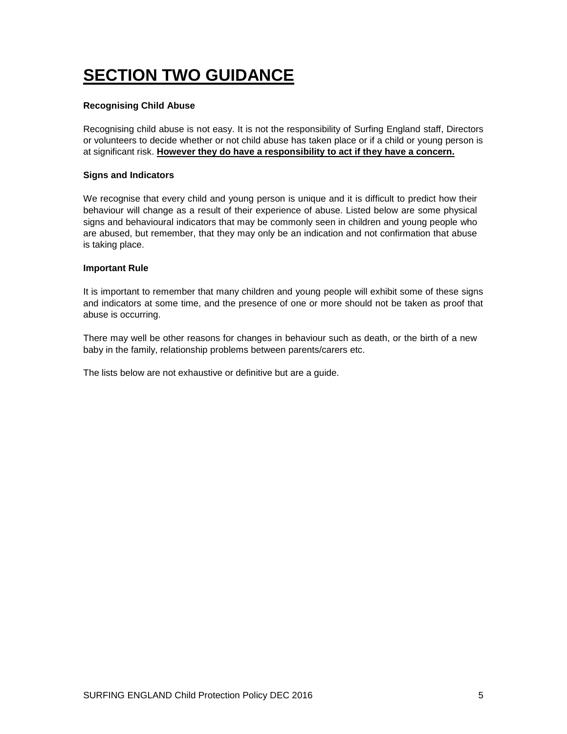# SECTION TWO GUIDANCE

**Recognising Child Abuse**

Recognising child abuse is not easy. It is not the responsibility of Surfing England staff, Directors or volunteers to decide whether or not child abuse has taken place or if a child or young person is at significant risk. **However they do have a responsibility to act if they have a concern.**

**Signs and Indicators**

We recognise that every child and young person is unique and it is difficult to predict how their behaviour will change as a result of their experience of abuse. Listed below are some physical signs and behavioural indicators that may be commonly seen in children and young people who are abused, but remember, that they may only be an indication and not confirmation that abuse is taking place.

**Important Rule**

It is important to remember that many children and young people will exhibit some of these signs and indicators at some time, and the presence of one or more should not be taken as proof that abuse is occurring.

There may well be other reasons for changes in behaviour such as death, or the birth of a new baby in the family, relationship problems between parents/carers etc.

The lists below are not exhaustive or definitive but are a guide.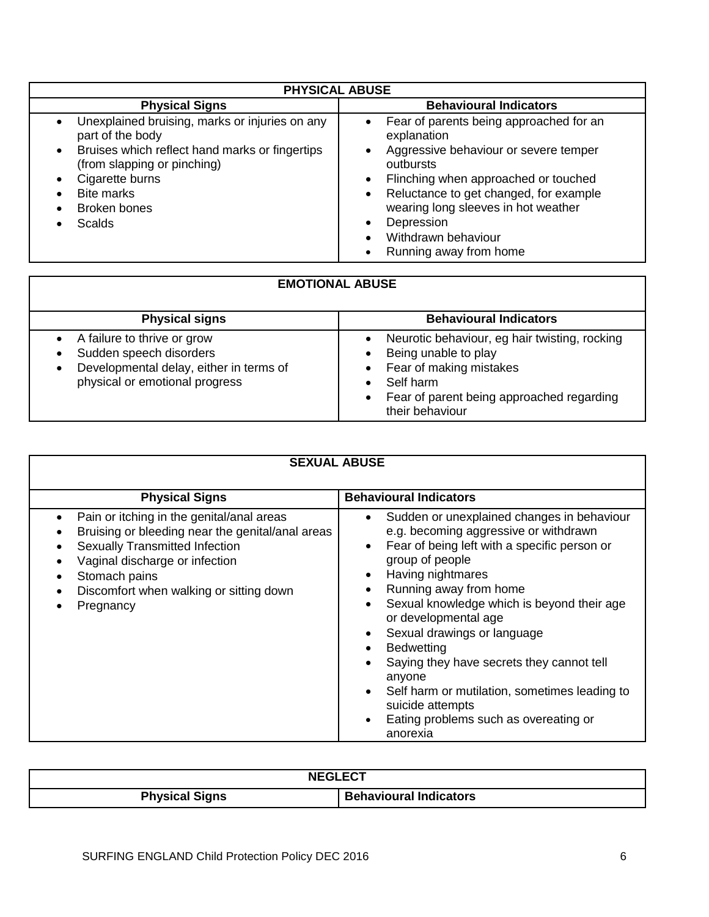| PHYSICAL ABUSE | |
|---|---|
| **Physical Signs** | **Behavioural Indicators** |
| • Unexplained bruising, marks or injuries on any part of the body<br>• Bruises which reflect hand marks or fingertips (from slapping or pinching)<br>• Cigarette burns<br>• Bite marks<br>• Broken bones<br>• Scalds | • Fear of parents being approached for an explanation<br>• Aggressive behaviour or severe temper outbursts<br>• Flinching when approached or touched<br>• Reluctance to get changed, for example wearing long sleeves in hot weather<br>• Depression<br>• Withdrawn behaviour<br>• Running away from home |

| EMOTIONAL ABUSE | |
|---|---|
| **Physical signs** | **Behavioural Indicators** |
| • A failure to thrive or grow<br>• Sudden speech disorders<br>• Developmental delay, either in terms of physical or emotional progress | • Neurotic behaviour, eg hair twisting, rocking<br>• Being unable to play<br>• Fear of making mistakes<br>• Self harm<br>• Fear of parent being approached regarding their behaviour |

| SEXUAL ABUSE | |
|---|---|
| **Physical Signs** | **Behavioural Indicators** |
| • Pain or itching in the genital/anal areas<br>• Bruising or bleeding near the genital/anal areas<br>• Sexually Transmitted Infection<br>• Vaginal discharge or infection<br>• Stomach pains<br>• Discomfort when walking or sitting down<br>• Pregnancy | • Sudden or unexplained changes in behaviour e.g. becoming aggressive or withdrawn<br>• Fear of being left with a specific person or group of people<br>• Having nightmares<br>• Running away from home<br>• Sexual knowledge which is beyond their age or developmental age<br>• Sexual drawings or language<br>• Bedwetting<br>• Saying they have secrets they cannot tell anyone<br>• Self harm or mutilation, sometimes leading to suicide attempts<br>• Eating problems such as overeating or anorexia |

| NEGLECT | |
|---|---|
| **Physical Signs** | **Behavioural Indicators** |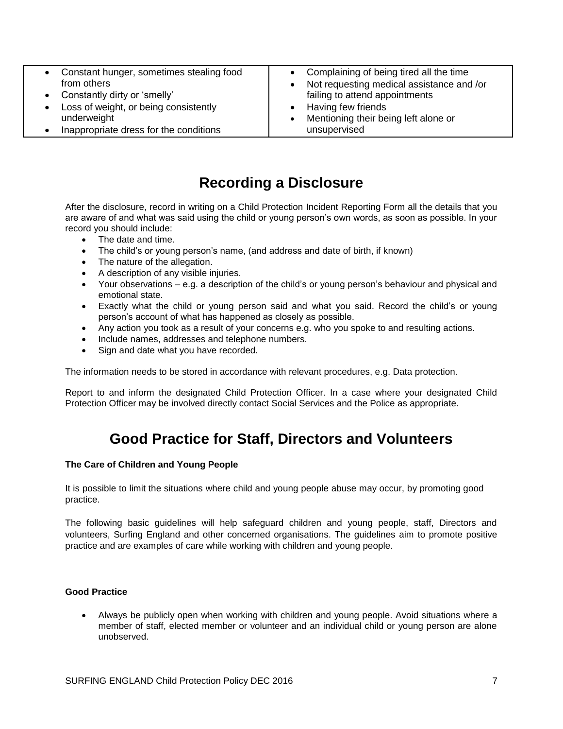| | |
|---|---|
| • Constant hunger, sometimes stealing food from others<br>• Constantly dirty or 'smelly'<br>• Loss of weight, or being consistently underweight<br>• Inappropriate dress for the conditions | • Complaining of being tired all the time<br>• Not requesting medical assistance and /or failing to attend appointments<br>• Having few friends<br>• Mentioning their being left alone or unsupervised |

# Recording a Disclosure

After the disclosure, record in writing on a Child Protection Incident Reporting Form all the details that you are aware of and what was said using the child or young person's own words, as soon as possible. In your record you should include:

- The date and time.
- The child's or young person's name, (and address and date of birth, if known)
- The nature of the allegation.
- A description of any visible injuries.
- Your observations – e.g. a description of the child's or young person's behaviour and physical and emotional state.
- Exactly what the child or young person said and what you said. Record the child's or young person's account of what has happened as closely as possible.
- Any action you took as a result of your concerns e.g. who you spoke to and resulting actions.
- Include names, addresses and telephone numbers.
- Sign and date what you have recorded.

The information needs to be stored in accordance with relevant procedures, e.g. Data protection.

Report to and inform the designated Child Protection Officer. In a case where your designated Child Protection Officer may be involved directly contact Social Services and the Police as appropriate.

# Good Practice for Staff, Directors and Volunteers

**The Care of Children and Young People**

It is possible to limit the situations where child and young people abuse may occur, by promoting good practice.

The following basic guidelines will help safeguard children and young people, staff, Directors and volunteers, Surfing England and other concerned organisations. The guidelines aim to promote positive practice and are examples of care while working with children and young people.

**Good Practice**

- Always be publicly open when working with children and young people. Avoid situations where a member of staff, elected member or volunteer and an individual child or young person are alone unobserved.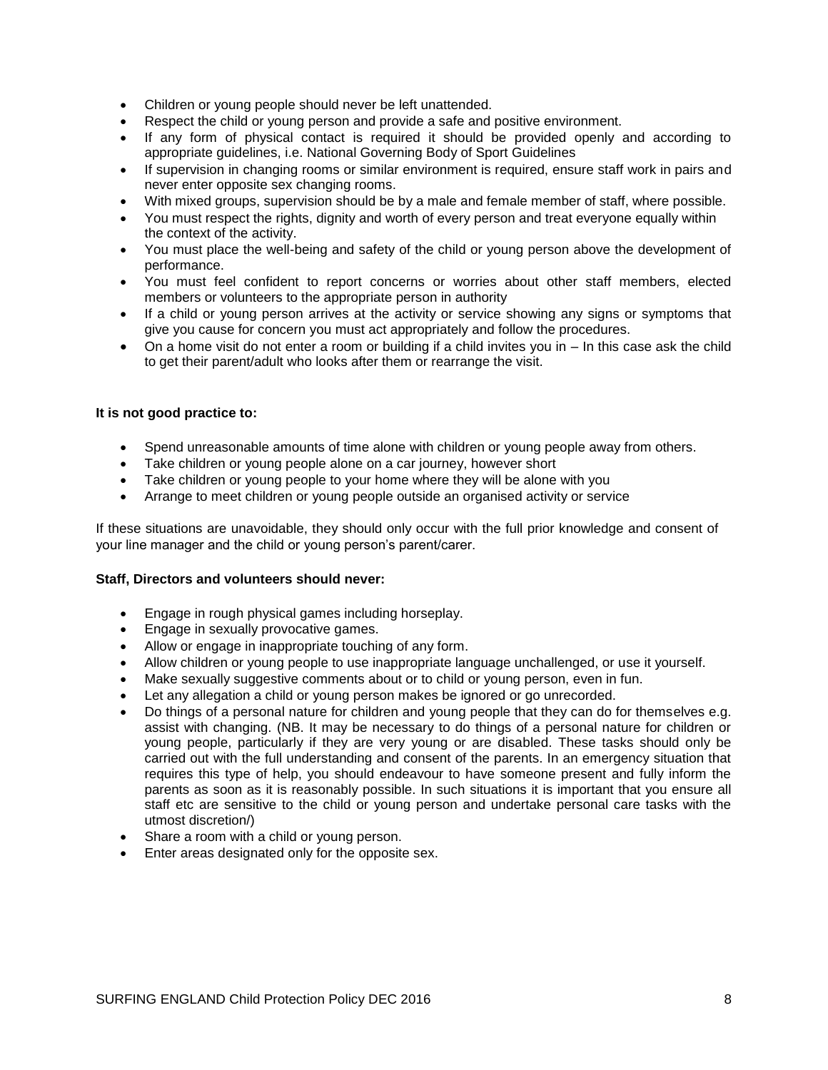- Children or young people should never be left unattended.
- Respect the child or young person and provide a safe and positive environment.
- If any form of physical contact is required it should be provided openly and according to appropriate guidelines, i.e. National Governing Body of Sport Guidelines
- If supervision in changing rooms or similar environment is required, ensure staff work in pairs and never enter opposite sex changing rooms.
- With mixed groups, supervision should be by a male and female member of staff, where possible.
- You must respect the rights, dignity and worth of every person and treat everyone equally within the context of the activity.
- You must place the well-being and safety of the child or young person above the development of performance.
- You must feel confident to report concerns or worries about other staff members, elected members or volunteers to the appropriate person in authority
- If a child or young person arrives at the activity or service showing any signs or symptoms that give you cause for concern you must act appropriately and follow the procedures.
- On a home visit do not enter a room or building if a child invites you in – In this case ask the child to get their parent/adult who looks after them or rearrange the visit.

**It is not good practice to:**

- Spend unreasonable amounts of time alone with children or young people away from others.
- Take children or young people alone on a car journey, however short
- Take children or young people to your home where they will be alone with you
- Arrange to meet children or young people outside an organised activity or service

If these situations are unavoidable, they should only occur with the full prior knowledge and consent of your line manager and the child or young person's parent/carer.

**Staff, Directors and volunteers should never:**

- Engage in rough physical games including horseplay.
- Engage in sexually provocative games.
- Allow or engage in inappropriate touching of any form.
- Allow children or young people to use inappropriate language unchallenged, or use it yourself.
- Make sexually suggestive comments about or to child or young person, even in fun.
- Let any allegation a child or young person makes be ignored or go unrecorded.
- Do things of a personal nature for children and young people that they can do for themselves e.g. assist with changing. (NB. It may be necessary to do things of a personal nature for children or young people, particularly if they are very young or are disabled. These tasks should only be carried out with the full understanding and consent of the parents. In an emergency situation that requires this type of help, you should endeavour to have someone present and fully inform the parents as soon as it is reasonably possible. In such situations it is important that you ensure all staff etc are sensitive to the child or young person and undertake personal care tasks with the utmost discretion/)
- Share a room with a child or young person.
- Enter areas designated only for the opposite sex.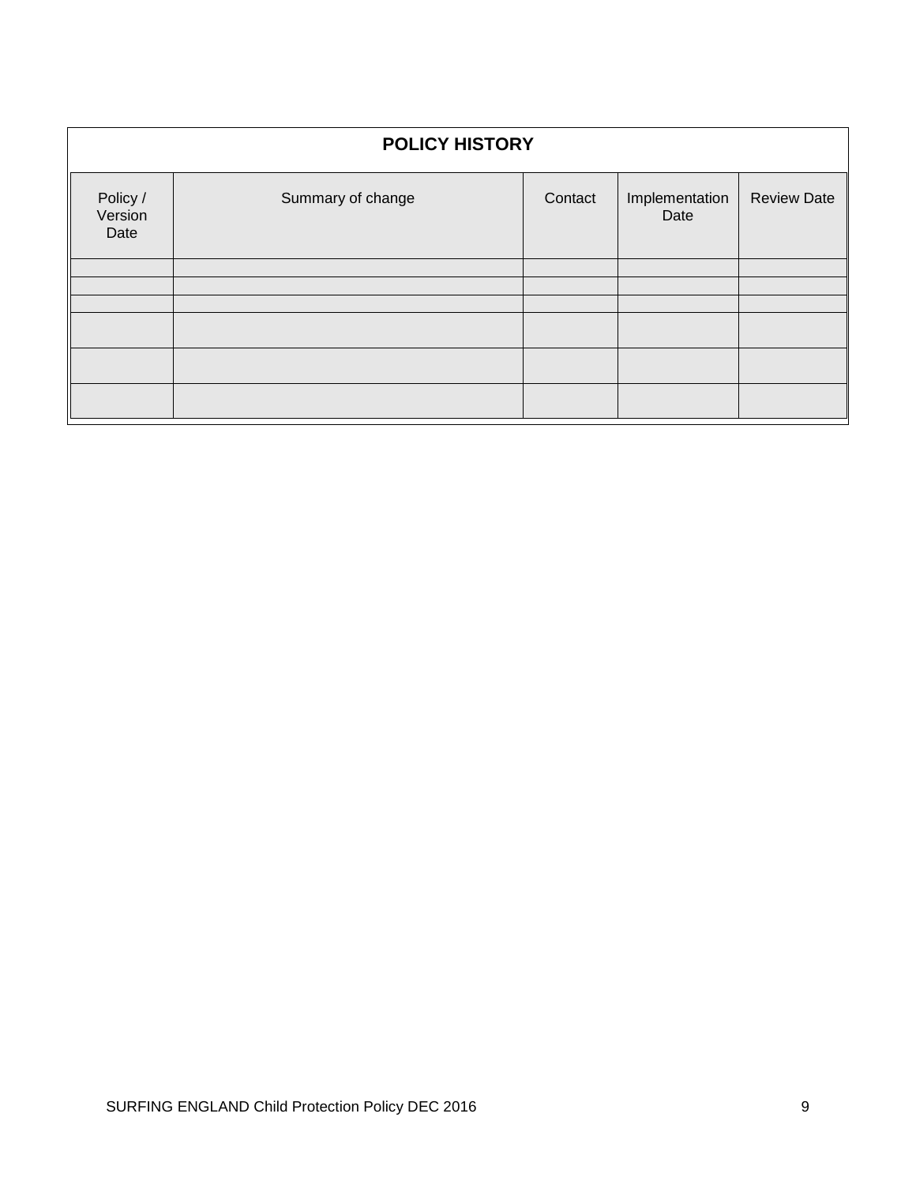## POLICY HISTORY

| Policy / Version Date | Summary of change | Contact | Implementation Date | Review Date |
|---|---|---|---|---|
| | | | | |
| | | | | |
| | | | | |
| | | | | |
| | | | | |
| | | | | |